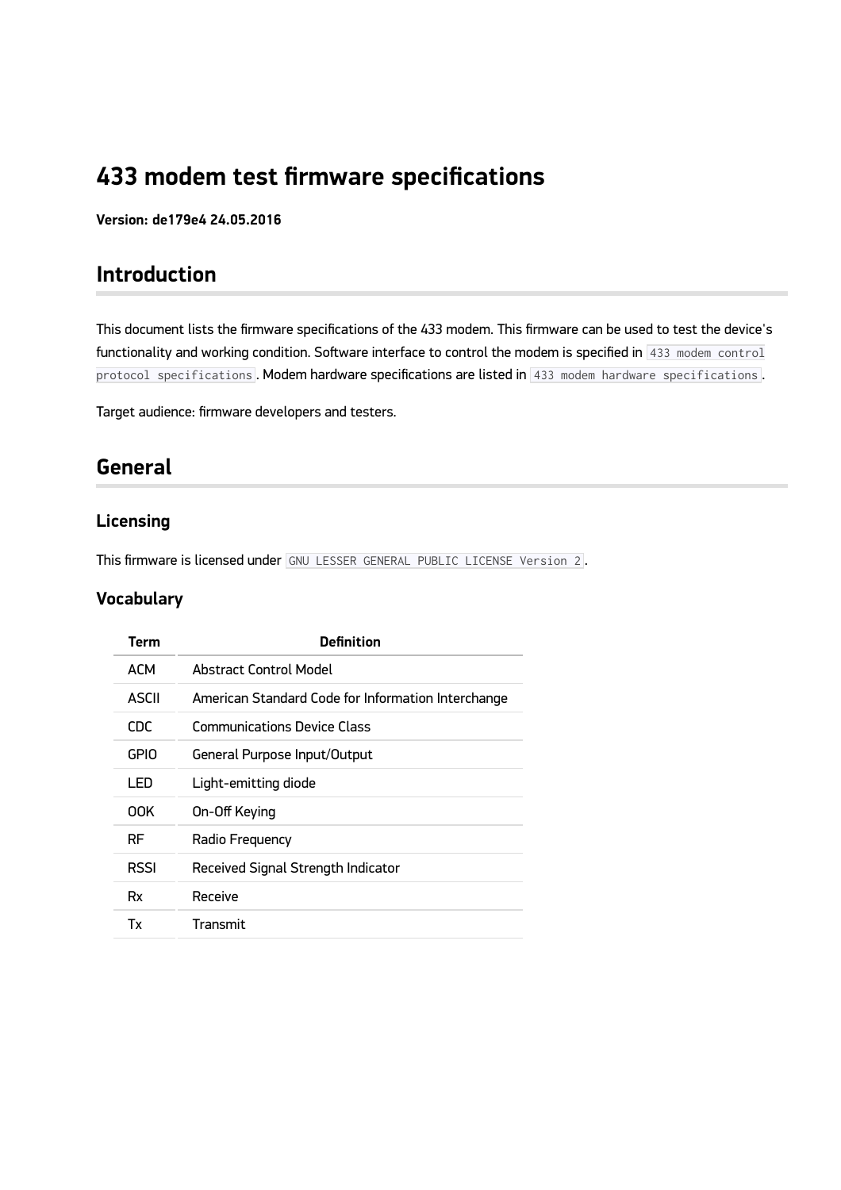# 433 modem test firmware specifications

**Version: de179e4 24.05.2016**

## Introduction

This document lists the firmware specifications of the 433 modem. This firmware can be used to test the device's functionality and working condition. Software interface to control the modem is specified in `433 modem control protocol specifications`. Modem hardware specifications are listed in `433 modem hardware specifications`.

Target audience: firmware developers and testers.

## General

### Licensing

This firmware is licensed under `GNU LESSER GENERAL PUBLIC LICENSE Version 2`.

### Vocabulary

| Term | Definition |
| --- | --- |
| ACM | Abstract Control Model |
| ASCII | American Standard Code for Information Interchange |
| CDC | Communications Device Class |
| GPIO | General Purpose Input/Output |
| LED | Light-emitting diode |
| OOK | On-Off Keying |
| RF | Radio Frequency |
| RSSI | Received Signal Strength Indicator |
| Rx | Receive |
| Tx | Transmit |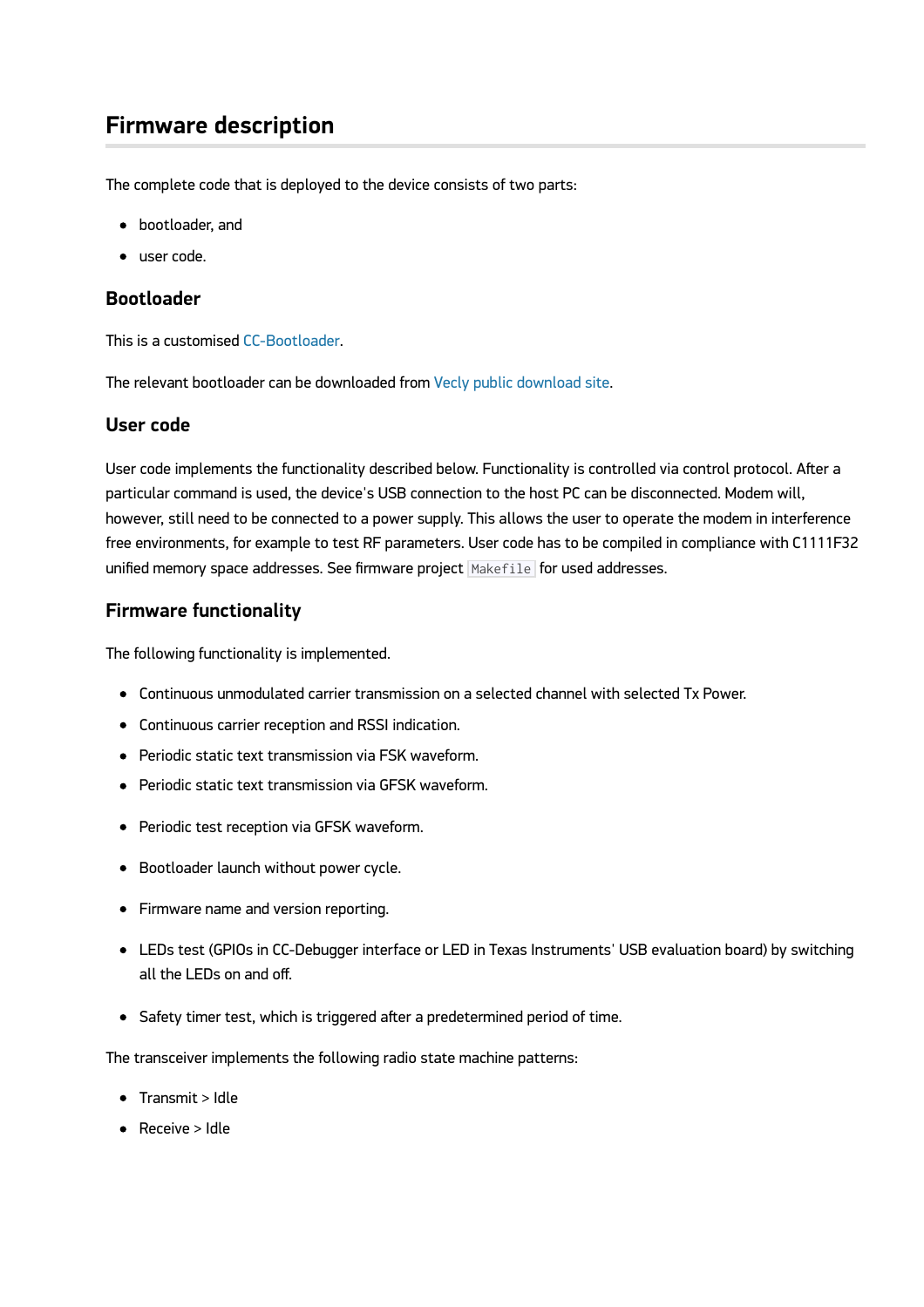# Firmware description

The complete code that is deployed to the device consists of two parts:

- bootloader, and
- user code.

## Bootloader

This is a customised CC-Bootloader.

The relevant bootloader can be downloaded from Vecly public download site.

## User code

User code implements the functionality described below. Functionality is controlled via control protocol. After a particular command is used, the device's USB connection to the host PC can be disconnected. Modem will, however, still need to be connected to a power supply. This allows the user to operate the modem in interference free environments, for example to test RF parameters. User code has to be compiled in compliance with C1111F32 unified memory space addresses. See firmware project `Makefile` for used addresses.

## Firmware functionality

The following functionality is implemented.

- Continuous unmodulated carrier transmission on a selected channel with selected Tx Power.
- Continuous carrier reception and RSSI indication.
- Periodic static text transmission via FSK waveform.
- Periodic static text transmission via GFSK waveform.
- Periodic test reception via GFSK waveform.
- Bootloader launch without power cycle.
- Firmware name and version reporting.
- LEDs test (GPIOs in CC-Debugger interface or LED in Texas Instruments' USB evaluation board) by switching all the LEDs on and off.
- Safety timer test, which is triggered after a predetermined period of time.

The transceiver implements the following radio state machine patterns:

- Transmit > Idle
- Receive > Idle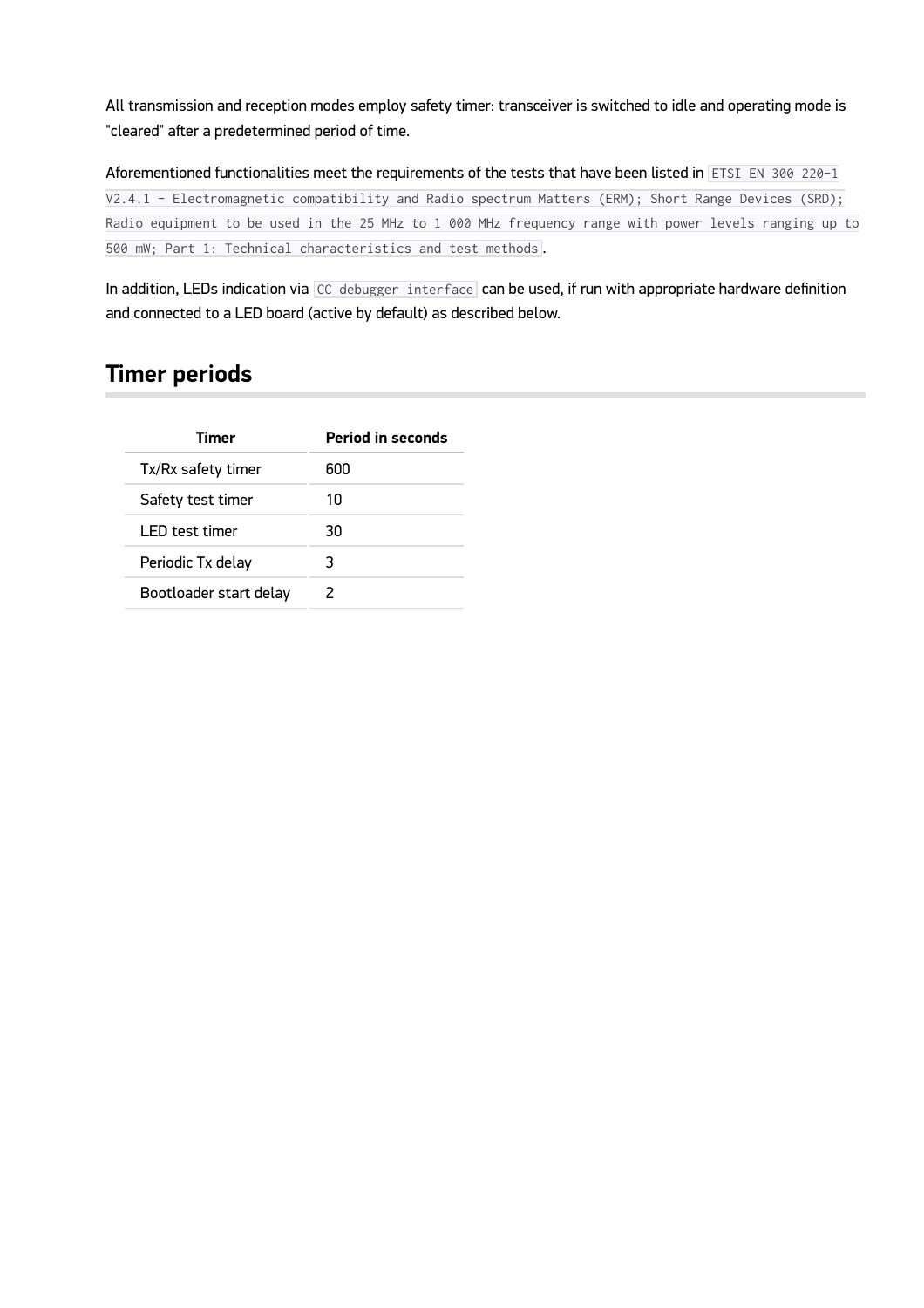All transmission and reception modes employ safety timer: transceiver is switched to idle and operating mode is "cleared" after a predetermined period of time.

Aforementioned functionalities meet the requirements of the tests that have been listed in `ETSI EN 300 220-1 V2.4.1 - Electromagnetic compatibility and Radio spectrum Matters (ERM); Short Range Devices (SRD); Radio equipment to be used in the 25 MHz to 1 000 MHz frequency range with power levels ranging up to 500 mW; Part 1: Technical characteristics and test methods`.

In addition, LEDs indication via `CC debugger interface` can be used, if run with appropriate hardware definition and connected to a LED board (active by default) as described below.

## Timer periods

| Timer | Period in seconds |
| --- | --- |
| Tx/Rx safety timer | 600 |
| Safety test timer | 10 |
| LED test timer | 30 |
| Periodic Tx delay | 3 |
| Bootloader start delay | 2 |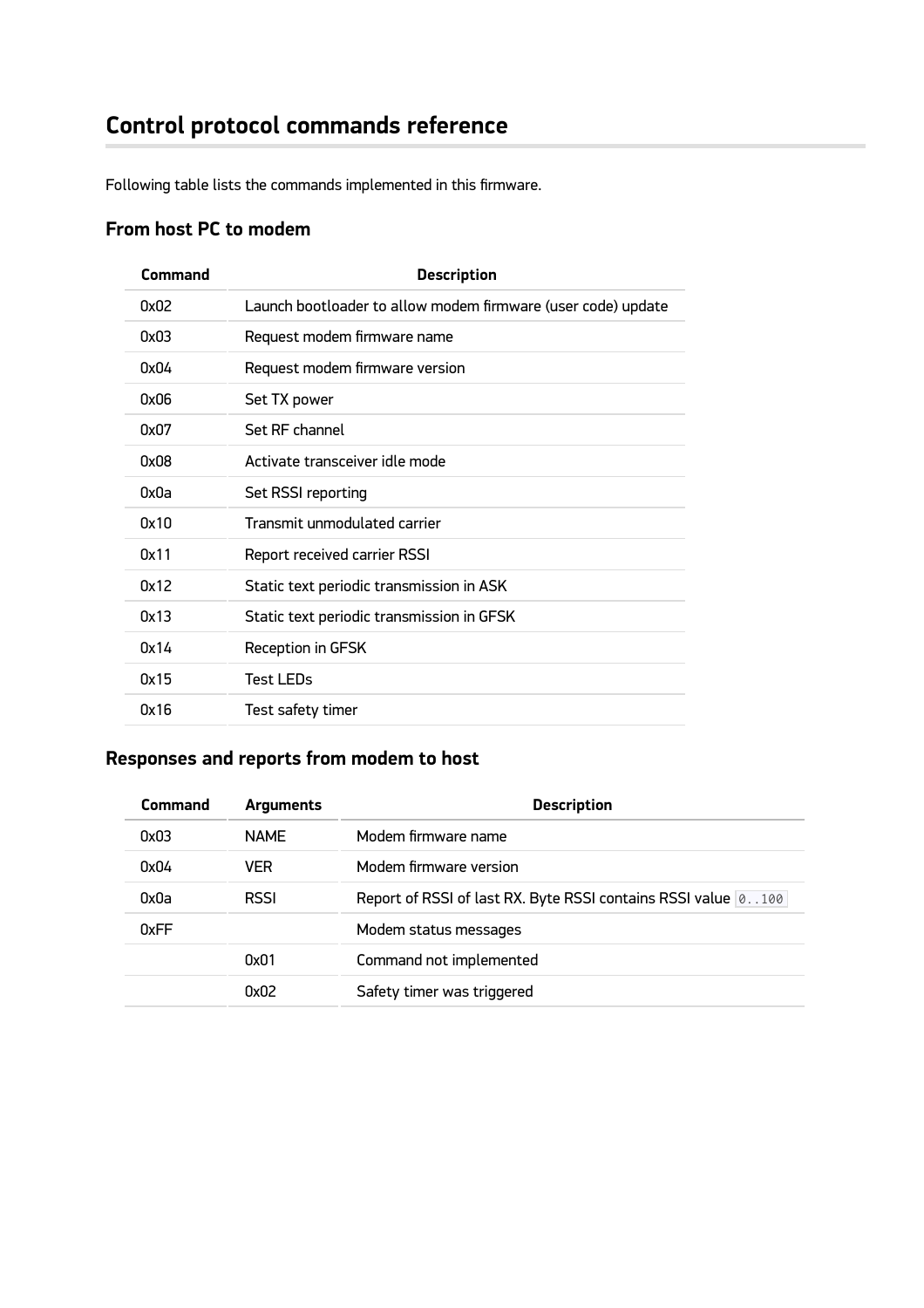## Control protocol commands reference

Following table lists the commands implemented in this firmware.

### From host PC to modem

| Command | Description |
|---|---|
| 0x02 | Launch bootloader to allow modem firmware (user code) update |
| 0x03 | Request modem firmware name |
| 0x04 | Request modem firmware version |
| 0x06 | Set TX power |
| 0x07 | Set RF channel |
| 0x08 | Activate transceiver idle mode |
| 0x0a | Set RSSI reporting |
| 0x10 | Transmit unmodulated carrier |
| 0x11 | Report received carrier RSSI |
| 0x12 | Static text periodic transmission in ASK |
| 0x13 | Static text periodic transmission in GFSK |
| 0x14 | Reception in GFSK |
| 0x15 | Test LEDs |
| 0x16 | Test safety timer |

### Responses and reports from modem to host

| Command | Arguments | Description |
|---|---|---|
| 0x03 | NAME | Modem firmware name |
| 0x04 | VER | Modem firmware version |
| 0x0a | RSSI | Report of RSSI of last RX. Byte RSSI contains RSSI value `0..100` |
| 0xFF | | Modem status messages |
| | 0x01 | Command not implemented |
| | 0x02 | Safety timer was triggered |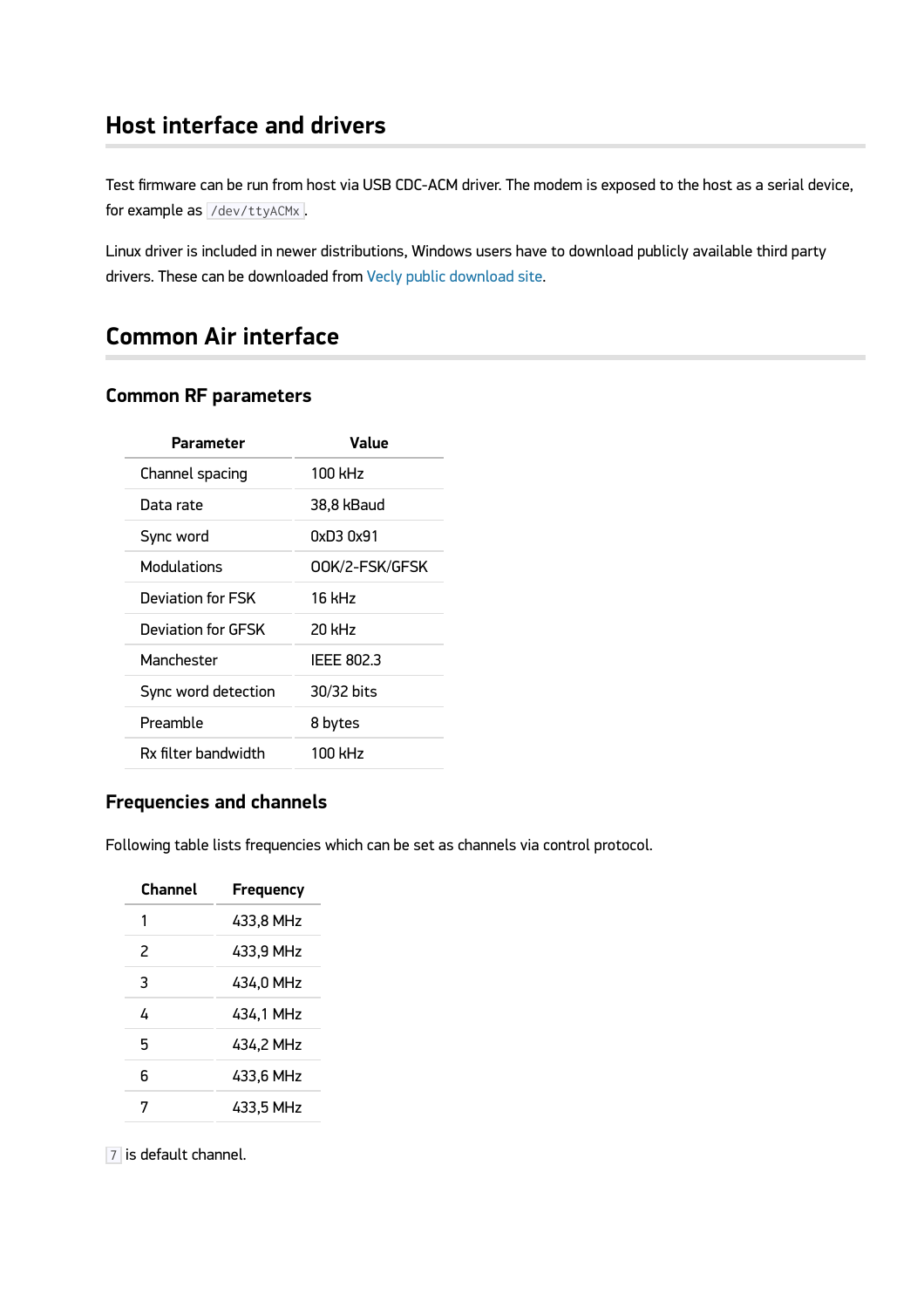# Host interface and drivers

Test firmware can be run from host via USB CDC-ACM driver. The modem is exposed to the host as a serial device, for example as `/dev/ttyACMx`.

Linux driver is included in newer distributions, Windows users have to download publicly available third party drivers. These can be downloaded from Vecly public download site.

# Common Air interface

## Common RF parameters

| Parameter | Value |
|---|---|
| Channel spacing | 100 kHz |
| Data rate | 38,8 kBaud |
| Sync word | 0xD3 0x91 |
| Modulations | OOK/2-FSK/GFSK |
| Deviation for FSK | 16 kHz |
| Deviation for GFSK | 20 kHz |
| Manchester | IEEE 802.3 |
| Sync word detection | 30/32 bits |
| Preamble | 8 bytes |
| Rx filter bandwidth | 100 kHz |

## Frequencies and channels

Following table lists frequencies which can be set as channels via control protocol.

| Channel | Frequency |
|---|---|
| 1 | 433,8 MHz |
| 2 | 433,9 MHz |
| 3 | 434,0 MHz |
| 4 | 434,1 MHz |
| 5 | 434,2 MHz |
| 6 | 433,6 MHz |
| 7 | 433,5 MHz |

`7` is default channel.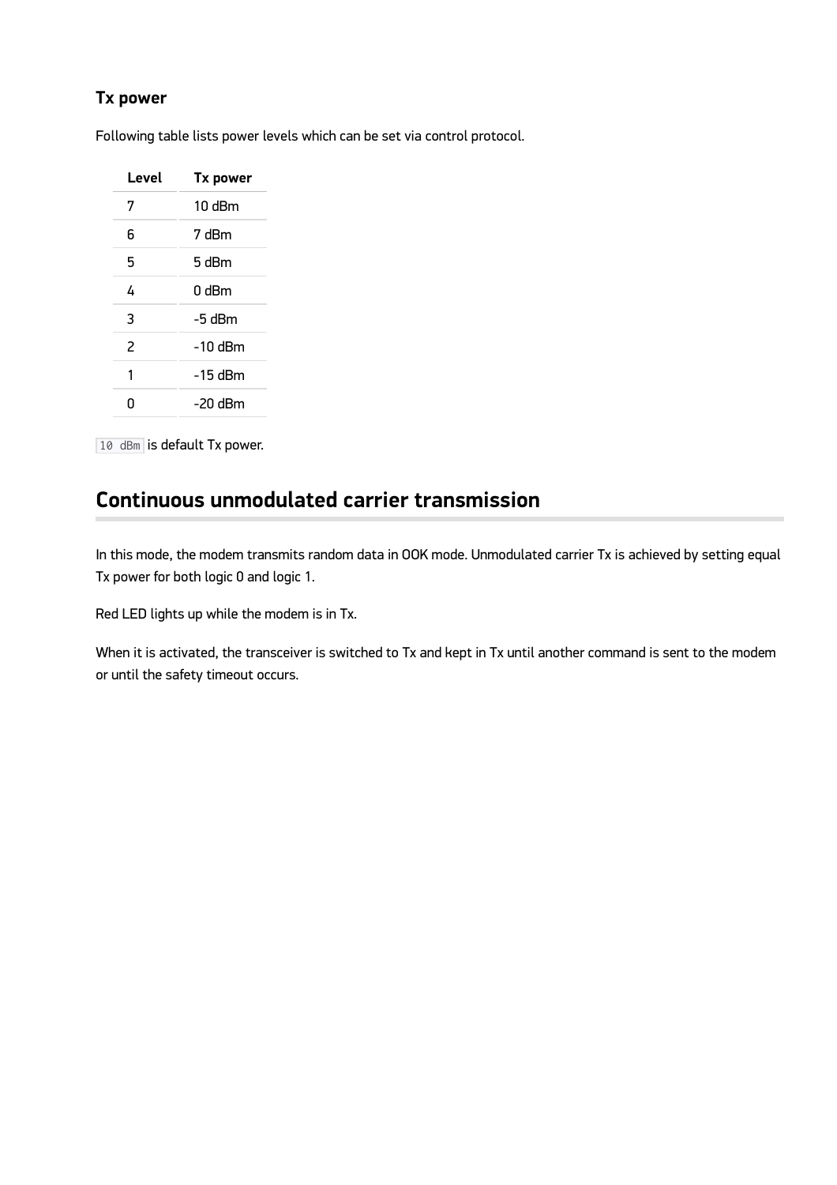### Tx power

Following table lists power levels which can be set via control protocol.

| Level | Tx power |
| --- | --- |
| 7 | 10 dBm |
| 6 | 7 dBm |
| 5 | 5 dBm |
| 4 | 0 dBm |
| 3 | -5 dBm |
| 2 | -10 dBm |
| 1 | -15 dBm |
| 0 | -20 dBm |

`10 dBm` is default Tx power.

## Continuous unmodulated carrier transmission

In this mode, the modem transmits random data in OOK mode. Unmodulated carrier Tx is achieved by setting equal Tx power for both logic 0 and logic 1.

Red LED lights up while the modem is in Tx.

When it is activated, the transceiver is switched to Tx and kept in Tx until another command is sent to the modem or until the safety timeout occurs.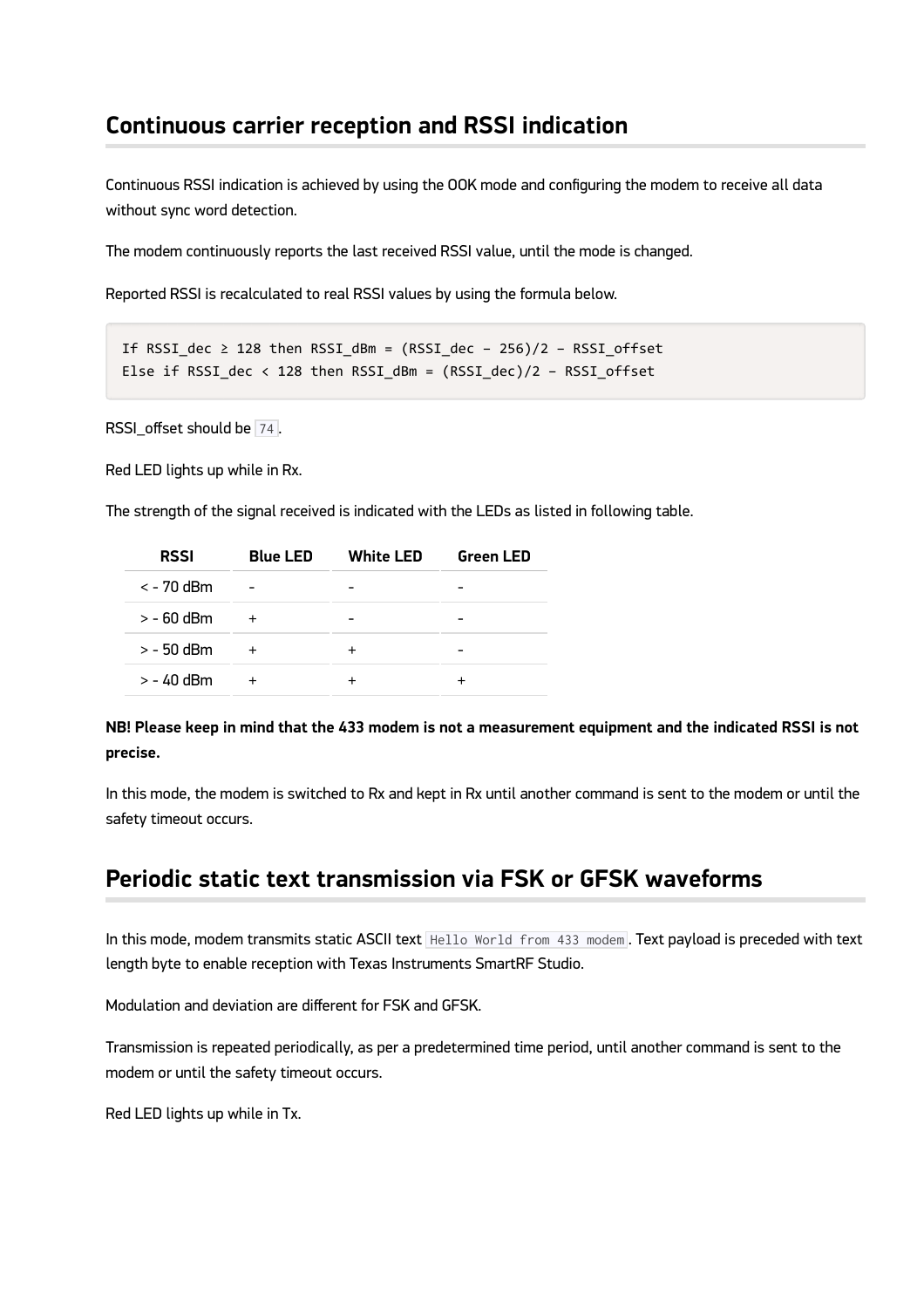## Continuous carrier reception and RSSI indication

Continuous RSSI indication is achieved by using the OOK mode and configuring the modem to receive all data without sync word detection.

The modem continuously reports the last received RSSI value, until the mode is changed.

Reported RSSI is recalculated to real RSSI values by using the formula below.

```
If RSSI_dec ≥ 128 then RSSI_dBm = (RSSI_dec – 256)/2 – RSSI_offset
Else if RSSI_dec < 128 then RSSI_dBm = (RSSI_dec)/2 – RSSI_offset
```

RSSI_offset should be `74`.

Red LED lights up while in Rx.

The strength of the signal received is indicated with the LEDs as listed in following table.

| RSSI | Blue LED | White LED | Green LED |
|---|---|---|---|
| < - 70 dBm | - | - | - |
| > - 60 dBm | + | - | - |
| > - 50 dBm | + | + | - |
| > - 40 dBm | + | + | + |

**NB! Please keep in mind that the 433 modem is not a measurement equipment and the indicated RSSI is not precise.**

In this mode, the modem is switched to Rx and kept in Rx until another command is sent to the modem or until the safety timeout occurs.

## Periodic static text transmission via FSK or GFSK waveforms

In this mode, modem transmits static ASCII text `Hello World from 433 modem`. Text payload is preceded with text length byte to enable reception with Texas Instruments SmartRF Studio.

Modulation and deviation are different for FSK and GFSK.

Transmission is repeated periodically, as per a predetermined time period, until another command is sent to the modem or until the safety timeout occurs.

Red LED lights up while in Tx.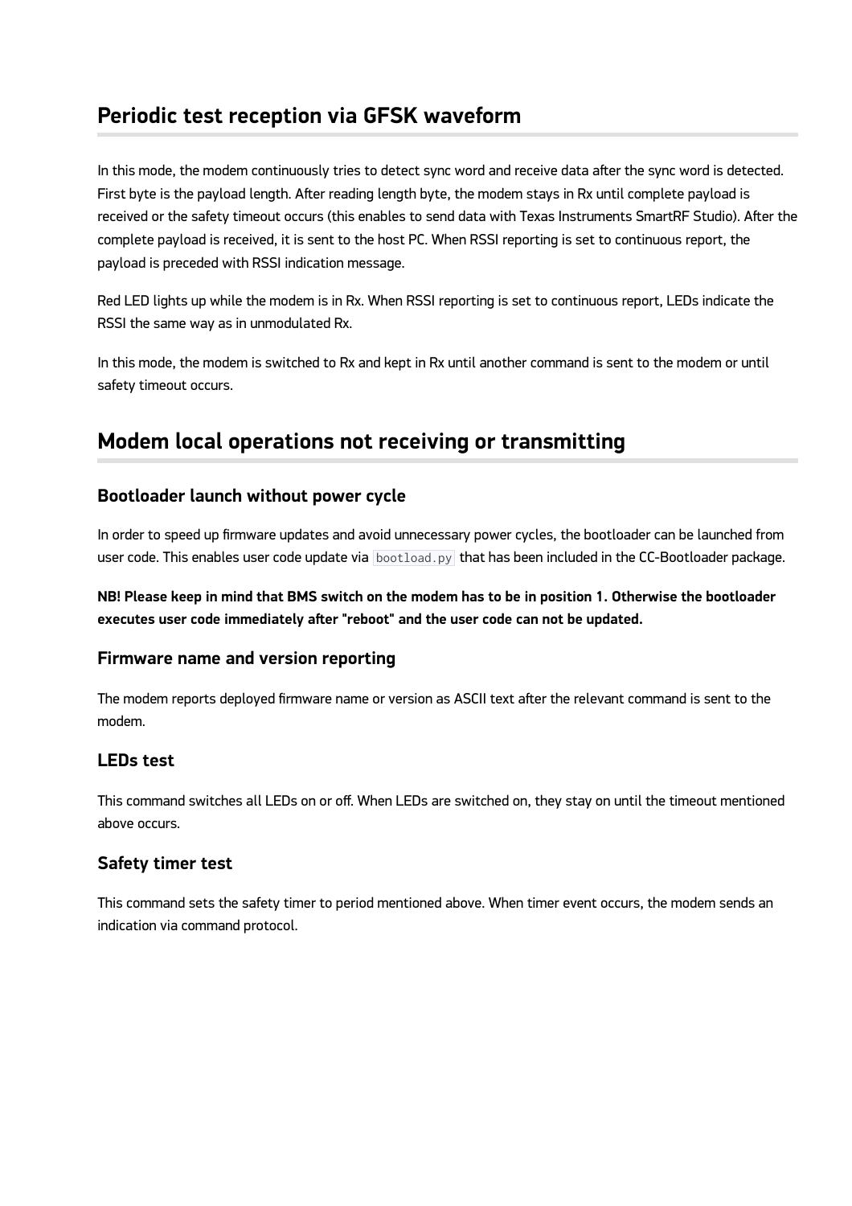## Periodic test reception via GFSK waveform

In this mode, the modem continuously tries to detect sync word and receive data after the sync word is detected. First byte is the payload length. After reading length byte, the modem stays in Rx until complete payload is received or the safety timeout occurs (this enables to send data with Texas Instruments SmartRF Studio). After the complete payload is received, it is sent to the host PC. When RSSI reporting is set to continuous report, the payload is preceded with RSSI indication message.

Red LED lights up while the modem is in Rx. When RSSI reporting is set to continuous report, LEDs indicate the RSSI the same way as in unmodulated Rx.

In this mode, the modem is switched to Rx and kept in Rx until another command is sent to the modem or until safety timeout occurs.

## Modem local operations not receiving or transmitting

### Bootloader launch without power cycle

In order to speed up firmware updates and avoid unnecessary power cycles, the bootloader can be launched from user code. This enables user code update via `bootload.py` that has been included in the CC-Bootloader package.

**NB! Please keep in mind that BMS switch on the modem has to be in position 1. Otherwise the bootloader executes user code immediately after "reboot" and the user code can not be updated.**

### Firmware name and version reporting

The modem reports deployed firmware name or version as ASCII text after the relevant command is sent to the modem.

### LEDs test

This command switches all LEDs on or off. When LEDs are switched on, they stay on until the timeout mentioned above occurs.

### Safety timer test

This command sets the safety timer to period mentioned above. When timer event occurs, the modem sends an indication via command protocol.